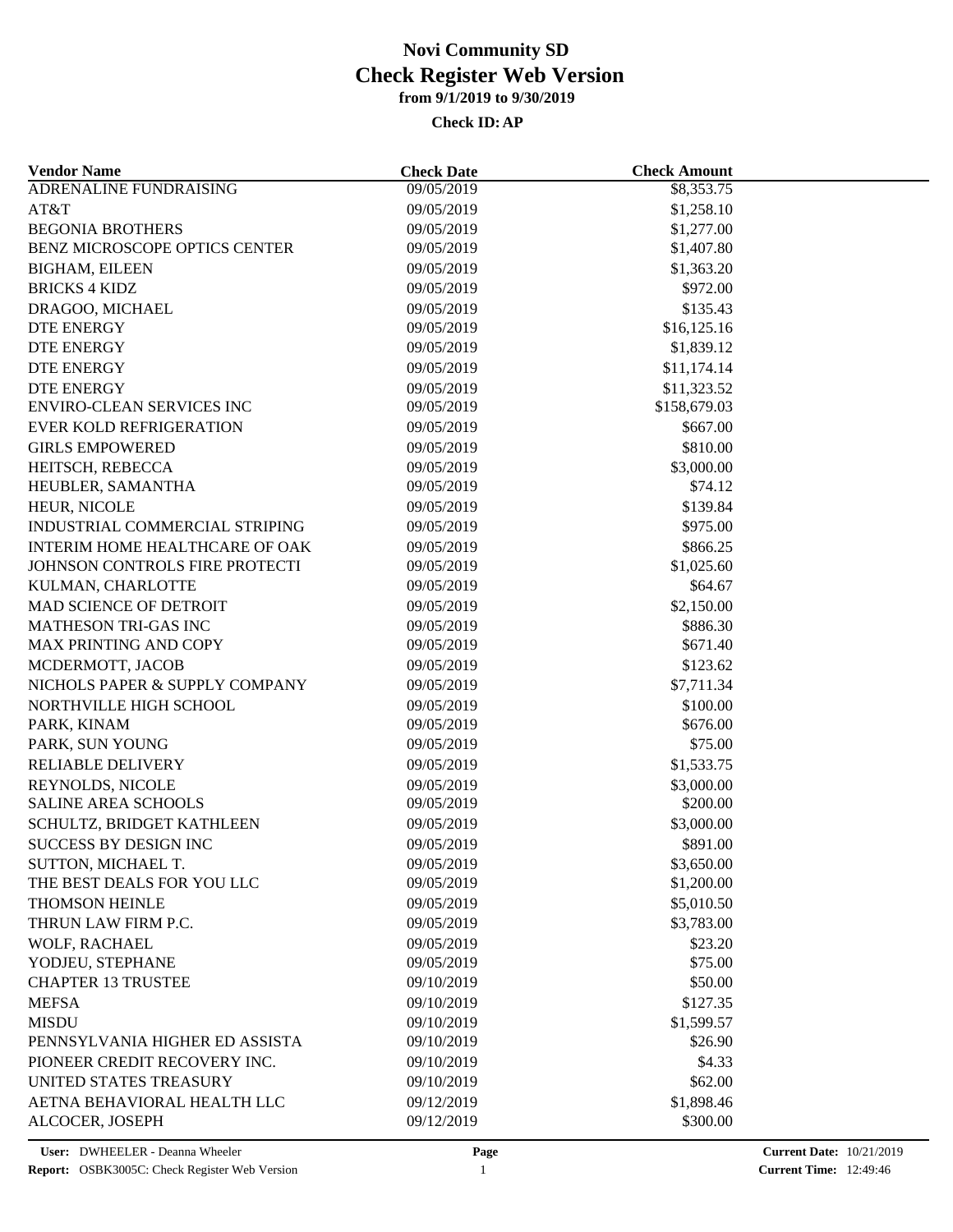# Novi Community SD
## Check Register Web Version
### from 9/1/2019 to 9/30/2019

**Check ID: AP**

| Vendor Name | Check Date | Check Amount |
|---|---|---|
| ADRENALINE FUNDRAISING | 09/05/2019 | $8,353.75 |
| AT&T | 09/05/2019 | $1,258.10 |
| BEGONIA BROTHERS | 09/05/2019 | $1,277.00 |
| BENZ MICROSCOPE OPTICS CENTER | 09/05/2019 | $1,407.80 |
| BIGHAM, EILEEN | 09/05/2019 | $1,363.20 |
| BRICKS 4 KIDZ | 09/05/2019 | $972.00 |
| DRAGOO, MICHAEL | 09/05/2019 | $135.43 |
| DTE ENERGY | 09/05/2019 | $16,125.16 |
| DTE ENERGY | 09/05/2019 | $1,839.12 |
| DTE ENERGY | 09/05/2019 | $11,174.14 |
| DTE ENERGY | 09/05/2019 | $11,323.52 |
| ENVIRO-CLEAN SERVICES INC | 09/05/2019 | $158,679.03 |
| EVER KOLD REFRIGERATION | 09/05/2019 | $667.00 |
| GIRLS EMPOWERED | 09/05/2019 | $810.00 |
| HEITSCH, REBECCA | 09/05/2019 | $3,000.00 |
| HEUBLER, SAMANTHA | 09/05/2019 | $74.12 |
| HEUR, NICOLE | 09/05/2019 | $139.84 |
| INDUSTRIAL COMMERCIAL STRIPING | 09/05/2019 | $975.00 |
| INTERIM HOME HEALTHCARE OF OAK | 09/05/2019 | $866.25 |
| JOHNSON CONTROLS FIRE PROTECTI | 09/05/2019 | $1,025.60 |
| KULMAN, CHARLOTTE | 09/05/2019 | $64.67 |
| MAD SCIENCE OF DETROIT | 09/05/2019 | $2,150.00 |
| MATHESON TRI-GAS INC | 09/05/2019 | $886.30 |
| MAX PRINTING AND COPY | 09/05/2019 | $671.40 |
| MCDERMOTT, JACOB | 09/05/2019 | $123.62 |
| NICHOLS PAPER & SUPPLY COMPANY | 09/05/2019 | $7,711.34 |
| NORTHVILLE HIGH SCHOOL | 09/05/2019 | $100.00 |
| PARK, KINAM | 09/05/2019 | $676.00 |
| PARK, SUN YOUNG | 09/05/2019 | $75.00 |
| RELIABLE DELIVERY | 09/05/2019 | $1,533.75 |
| REYNOLDS, NICOLE | 09/05/2019 | $3,000.00 |
| SALINE AREA SCHOOLS | 09/05/2019 | $200.00 |
| SCHULTZ, BRIDGET KATHLEEN | 09/05/2019 | $3,000.00 |
| SUCCESS BY DESIGN INC | 09/05/2019 | $891.00 |
| SUTTON, MICHAEL T. | 09/05/2019 | $3,650.00 |
| THE BEST DEALS FOR YOU LLC | 09/05/2019 | $1,200.00 |
| THOMSON HEINLE | 09/05/2019 | $5,010.50 |
| THRUN LAW FIRM P.C. | 09/05/2019 | $3,783.00 |
| WOLF, RACHAEL | 09/05/2019 | $23.20 |
| YODJEU, STEPHANE | 09/05/2019 | $75.00 |
| CHAPTER 13 TRUSTEE | 09/10/2019 | $50.00 |
| MEFSA | 09/10/2019 | $127.35 |
| MISDU | 09/10/2019 | $1,599.57 |
| PENNSYLVANIA HIGHER ED ASSISTA | 09/10/2019 | $26.90 |
| PIONEER CREDIT RECOVERY INC. | 09/10/2019 | $4.33 |
| UNITED STATES TREASURY | 09/10/2019 | $62.00 |
| AETNA BEHAVIORAL HEALTH LLC | 09/12/2019 | $1,898.46 |
| ALCOCER, JOSEPH | 09/12/2019 | $300.00 |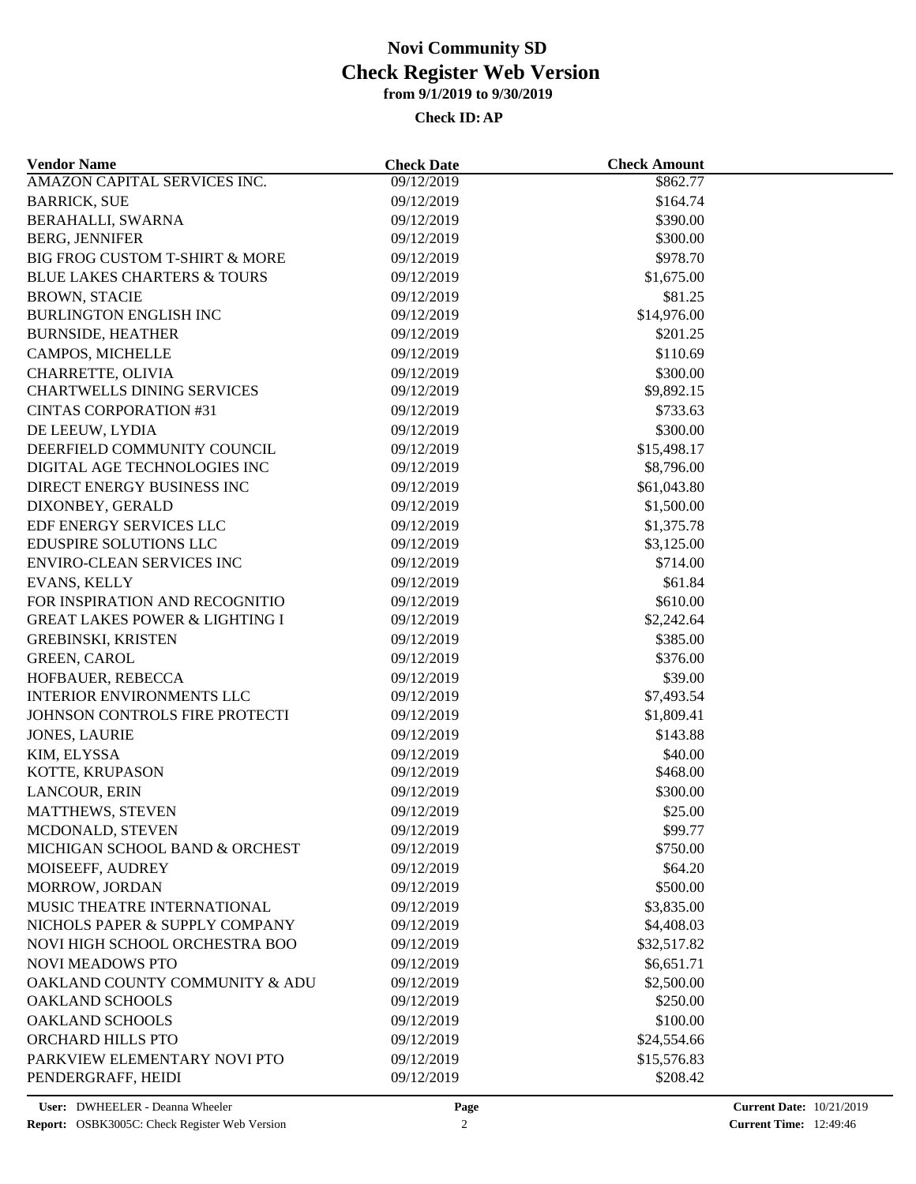# Novi Community SD
## Check Register Web Version
### from 9/1/2019 to 9/30/2019

**Check ID: AP**

| Vendor Name | Check Date | Check Amount |
|---|---|---|
| AMAZON CAPITAL SERVICES INC. | 09/12/2019 | $862.77 |
| BARRICK, SUE | 09/12/2019 | $164.74 |
| BERAHALLI, SWARNA | 09/12/2019 | $390.00 |
| BERG, JENNIFER | 09/12/2019 | $300.00 |
| BIG FROG CUSTOM T-SHIRT & MORE | 09/12/2019 | $978.70 |
| BLUE LAKES CHARTERS & TOURS | 09/12/2019 | $1,675.00 |
| BROWN, STACIE | 09/12/2019 | $81.25 |
| BURLINGTON ENGLISH INC | 09/12/2019 | $14,976.00 |
| BURNSIDE, HEATHER | 09/12/2019 | $201.25 |
| CAMPOS, MICHELLE | 09/12/2019 | $110.69 |
| CHARRETTE, OLIVIA | 09/12/2019 | $300.00 |
| CHARTWELLS DINING SERVICES | 09/12/2019 | $9,892.15 |
| CINTAS CORPORATION #31 | 09/12/2019 | $733.63 |
| DE LEEUW, LYDIA | 09/12/2019 | $300.00 |
| DEERFIELD COMMUNITY COUNCIL | 09/12/2019 | $15,498.17 |
| DIGITAL AGE TECHNOLOGIES INC | 09/12/2019 | $8,796.00 |
| DIRECT ENERGY BUSINESS INC | 09/12/2019 | $61,043.80 |
| DIXONBEY, GERALD | 09/12/2019 | $1,500.00 |
| EDF ENERGY SERVICES LLC | 09/12/2019 | $1,375.78 |
| EDUSPIRE SOLUTIONS LLC | 09/12/2019 | $3,125.00 |
| ENVIRO-CLEAN SERVICES INC | 09/12/2019 | $714.00 |
| EVANS, KELLY | 09/12/2019 | $61.84 |
| FOR INSPIRATION AND RECOGNITIO | 09/12/2019 | $610.00 |
| GREAT LAKES POWER & LIGHTING I | 09/12/2019 | $2,242.64 |
| GREBINSKI, KRISTEN | 09/12/2019 | $385.00 |
| GREEN, CAROL | 09/12/2019 | $376.00 |
| HOFBAUER, REBECCA | 09/12/2019 | $39.00 |
| INTERIOR ENVIRONMENTS LLC | 09/12/2019 | $7,493.54 |
| JOHNSON CONTROLS FIRE PROTECTI | 09/12/2019 | $1,809.41 |
| JONES, LAURIE | 09/12/2019 | $143.88 |
| KIM, ELYSSA | 09/12/2019 | $40.00 |
| KOTTE, KRUPASON | 09/12/2019 | $468.00 |
| LANCOUR, ERIN | 09/12/2019 | $300.00 |
| MATTHEWS, STEVEN | 09/12/2019 | $25.00 |
| MCDONALD, STEVEN | 09/12/2019 | $99.77 |
| MICHIGAN SCHOOL BAND & ORCHEST | 09/12/2019 | $750.00 |
| MOISEEFF, AUDREY | 09/12/2019 | $64.20 |
| MORROW, JORDAN | 09/12/2019 | $500.00 |
| MUSIC THEATRE INTERNATIONAL | 09/12/2019 | $3,835.00 |
| NICHOLS PAPER & SUPPLY COMPANY | 09/12/2019 | $4,408.03 |
| NOVI HIGH SCHOOL ORCHESTRA BOO | 09/12/2019 | $32,517.82 |
| NOVI MEADOWS PTO | 09/12/2019 | $6,651.71 |
| OAKLAND COUNTY COMMUNITY & ADU | 09/12/2019 | $2,500.00 |
| OAKLAND SCHOOLS | 09/12/2019 | $250.00 |
| OAKLAND SCHOOLS | 09/12/2019 | $100.00 |
| ORCHARD HILLS PTO | 09/12/2019 | $24,554.66 |
| PARKVIEW ELEMENTARY NOVI PTO | 09/12/2019 | $15,576.83 |
| PENDERGRAFF, HEIDI | 09/12/2019 | $208.42 |

**User:** DWHEELER - Deanna Wheeler
**Report:** OSBK3005C: Check Register Web Version
**Current Date:** 10/21/2019
**Current Time:** 12:49:46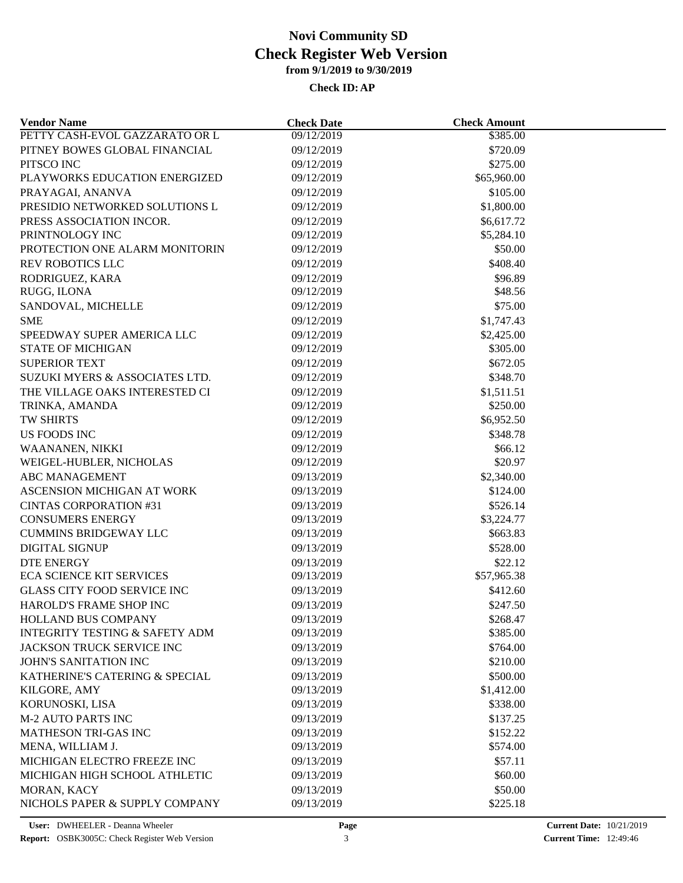# Novi Community SD
## Check Register Web Version
### from 9/1/2019 to 9/30/2019
**Check ID: AP**

| Vendor Name | Check Date | Check Amount |
|---|---|---|
| PETTY CASH-EVOL GAZZARATO OR L | 09/12/2019 | $385.00 |
| PITNEY BOWES GLOBAL FINANCIAL | 09/12/2019 | $720.09 |
| PITSCO INC | 09/12/2019 | $275.00 |
| PLAYWORKS EDUCATION ENERGIZED | 09/12/2019 | $65,960.00 |
| PRAYAGAI, ANANVA | 09/12/2019 | $105.00 |
| PRESIDIO NETWORKED SOLUTIONS L | 09/12/2019 | $1,800.00 |
| PRESS ASSOCIATION INCOR. | 09/12/2019 | $6,617.72 |
| PRINTNOLOGY INC | 09/12/2019 | $5,284.10 |
| PROTECTION ONE ALARM MONITORIN | 09/12/2019 | $50.00 |
| REV ROBOTICS LLC | 09/12/2019 | $408.40 |
| RODRIGUEZ, KARA | 09/12/2019 | $96.89 |
| RUGG, ILONA | 09/12/2019 | $48.56 |
| SANDOVAL, MICHELLE | 09/12/2019 | $75.00 |
| SME | 09/12/2019 | $1,747.43 |
| SPEEDWAY SUPER AMERICA LLC | 09/12/2019 | $2,425.00 |
| STATE OF MICHIGAN | 09/12/2019 | $305.00 |
| SUPERIOR TEXT | 09/12/2019 | $672.05 |
| SUZUKI MYERS & ASSOCIATES LTD. | 09/12/2019 | $348.70 |
| THE VILLAGE OAKS INTERESTED CI | 09/12/2019 | $1,511.51 |
| TRINKA, AMANDA | 09/12/2019 | $250.00 |
| TW SHIRTS | 09/12/2019 | $6,952.50 |
| US FOODS INC | 09/12/2019 | $348.78 |
| WAANANEN, NIKKI | 09/12/2019 | $66.12 |
| WEIGEL-HUBLER, NICHOLAS | 09/12/2019 | $20.97 |
| ABC MANAGEMENT | 09/13/2019 | $2,340.00 |
| ASCENSION MICHIGAN AT WORK | 09/13/2019 | $124.00 |
| CINTAS CORPORATION #31 | 09/13/2019 | $526.14 |
| CONSUMERS ENERGY | 09/13/2019 | $3,224.77 |
| CUMMINS BRIDGEWAY LLC | 09/13/2019 | $663.83 |
| DIGITAL SIGNUP | 09/13/2019 | $528.00 |
| DTE ENERGY | 09/13/2019 | $22.12 |
| ECA SCIENCE KIT SERVICES | 09/13/2019 | $57,965.38 |
| GLASS CITY FOOD SERVICE INC | 09/13/2019 | $412.60 |
| HAROLD'S FRAME SHOP INC | 09/13/2019 | $247.50 |
| HOLLAND BUS COMPANY | 09/13/2019 | $268.47 |
| INTEGRITY TESTING & SAFETY ADM | 09/13/2019 | $385.00 |
| JACKSON TRUCK SERVICE INC | 09/13/2019 | $764.00 |
| JOHN'S SANITATION INC | 09/13/2019 | $210.00 |
| KATHERINE'S CATERING & SPECIAL | 09/13/2019 | $500.00 |
| KILGORE, AMY | 09/13/2019 | $1,412.00 |
| KORUNOSKI, LISA | 09/13/2019 | $338.00 |
| M-2 AUTO PARTS INC | 09/13/2019 | $137.25 |
| MATHESON TRI-GAS INC | 09/13/2019 | $152.22 |
| MENA, WILLIAM J. | 09/13/2019 | $574.00 |
| MICHIGAN ELECTRO FREEZE INC | 09/13/2019 | $57.11 |
| MICHIGAN HIGH SCHOOL ATHLETIC | 09/13/2019 | $60.00 |
| MORAN, KACY | 09/13/2019 | $50.00 |
| NICHOLS PAPER & SUPPLY COMPANY | 09/13/2019 | $225.18 |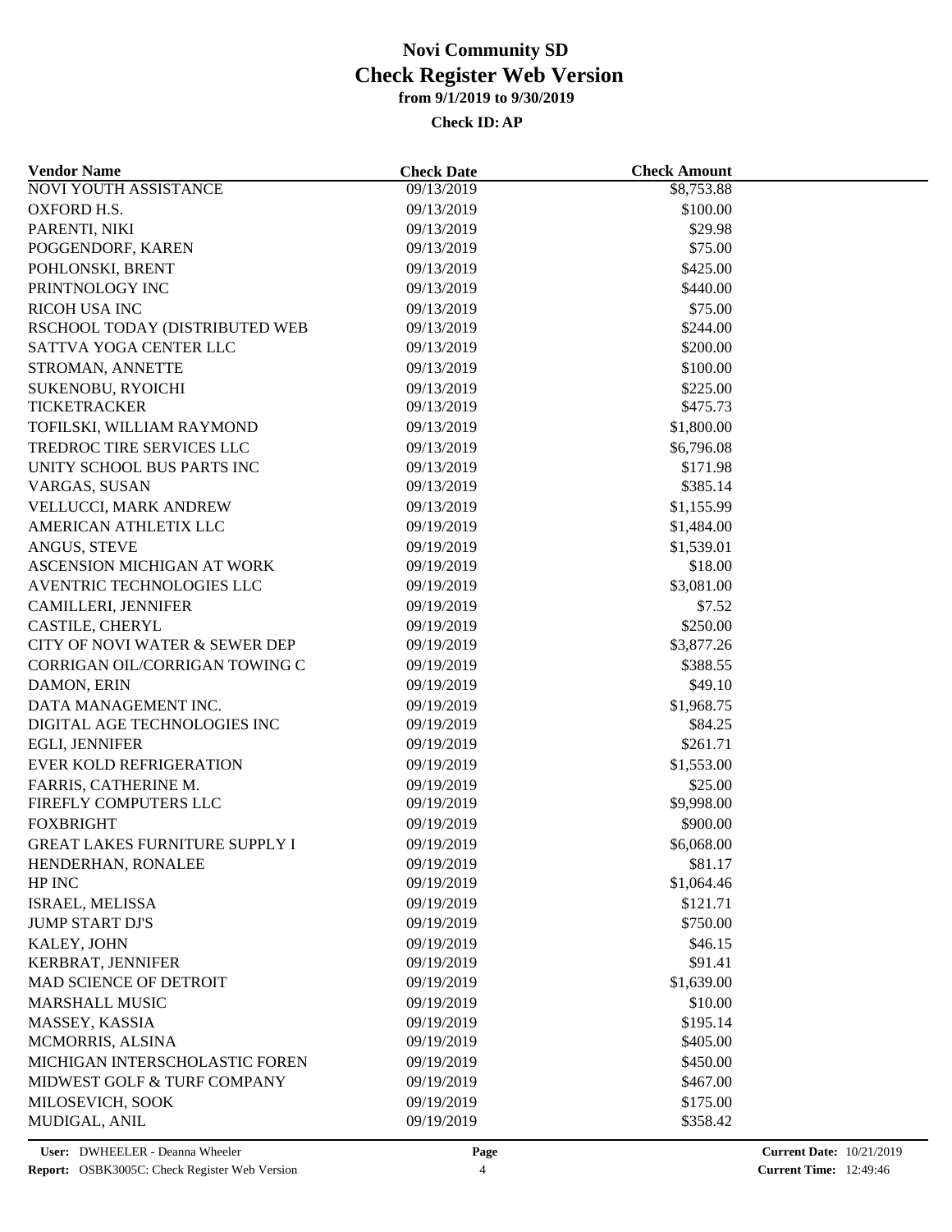# Novi Community SD
## Check Register Web Version
### from 9/1/2019 to 9/30/2019

**Check ID: AP**

| Vendor Name | Check Date | Check Amount |
|---|---|---|
| NOVI YOUTH ASSISTANCE | 09/13/2019 | $8,753.88 |
| OXFORD H.S. | 09/13/2019 | $100.00 |
| PARENTI, NIKI | 09/13/2019 | $29.98 |
| POGGENDORF, KAREN | 09/13/2019 | $75.00 |
| POHLONSKI, BRENT | 09/13/2019 | $425.00 |
| PRINTNOLOGY INC | 09/13/2019 | $440.00 |
| RICOH USA INC | 09/13/2019 | $75.00 |
| RSCHOOL TODAY (DISTRIBUTED WEB | 09/13/2019 | $244.00 |
| SATTVA YOGA CENTER LLC | 09/13/2019 | $200.00 |
| STROMAN, ANNETTE | 09/13/2019 | $100.00 |
| SUKENOBU, RYOICHI | 09/13/2019 | $225.00 |
| TICKETRACKER | 09/13/2019 | $475.73 |
| TOFILSKI, WILLIAM RAYMOND | 09/13/2019 | $1,800.00 |
| TREDROC TIRE SERVICES LLC | 09/13/2019 | $6,796.08 |
| UNITY SCHOOL BUS PARTS INC | 09/13/2019 | $171.98 |
| VARGAS, SUSAN | 09/13/2019 | $385.14 |
| VELLUCCI, MARK ANDREW | 09/13/2019 | $1,155.99 |
| AMERICAN ATHLETIX LLC | 09/19/2019 | $1,484.00 |
| ANGUS, STEVE | 09/19/2019 | $1,539.01 |
| ASCENSION MICHIGAN AT WORK | 09/19/2019 | $18.00 |
| AVENTRIC TECHNOLOGIES LLC | 09/19/2019 | $3,081.00 |
| CAMILLERI, JENNIFER | 09/19/2019 | $7.52 |
| CASTILE, CHERYL | 09/19/2019 | $250.00 |
| CITY OF NOVI WATER & SEWER DEP | 09/19/2019 | $3,877.26 |
| CORRIGAN OIL/CORRIGAN TOWING C | 09/19/2019 | $388.55 |
| DAMON, ERIN | 09/19/2019 | $49.10 |
| DATA MANAGEMENT INC. | 09/19/2019 | $1,968.75 |
| DIGITAL AGE TECHNOLOGIES INC | 09/19/2019 | $84.25 |
| EGLI, JENNIFER | 09/19/2019 | $261.71 |
| EVER KOLD REFRIGERATION | 09/19/2019 | $1,553.00 |
| FARRIS, CATHERINE M. | 09/19/2019 | $25.00 |
| FIREFLY COMPUTERS LLC | 09/19/2019 | $9,998.00 |
| FOXBRIGHT | 09/19/2019 | $900.00 |
| GREAT LAKES FURNITURE SUPPLY I | 09/19/2019 | $6,068.00 |
| HENDERHAN, RONALEE | 09/19/2019 | $81.17 |
| HP INC | 09/19/2019 | $1,064.46 |
| ISRAEL, MELISSA | 09/19/2019 | $121.71 |
| JUMP START DJ'S | 09/19/2019 | $750.00 |
| KALEY, JOHN | 09/19/2019 | $46.15 |
| KERBRAT, JENNIFER | 09/19/2019 | $91.41 |
| MAD SCIENCE OF DETROIT | 09/19/2019 | $1,639.00 |
| MARSHALL MUSIC | 09/19/2019 | $10.00 |
| MASSEY, KASSIA | 09/19/2019 | $195.14 |
| MCMORRIS, ALSINA | 09/19/2019 | $405.00 |
| MICHIGAN INTERSCHOLASTIC FOREN | 09/19/2019 | $450.00 |
| MIDWEST GOLF & TURF COMPANY | 09/19/2019 | $467.00 |
| MILOSEVICH, SOOK | 09/19/2019 | $175.00 |
| MUDIGAL, ANIL | 09/19/2019 | $358.42 |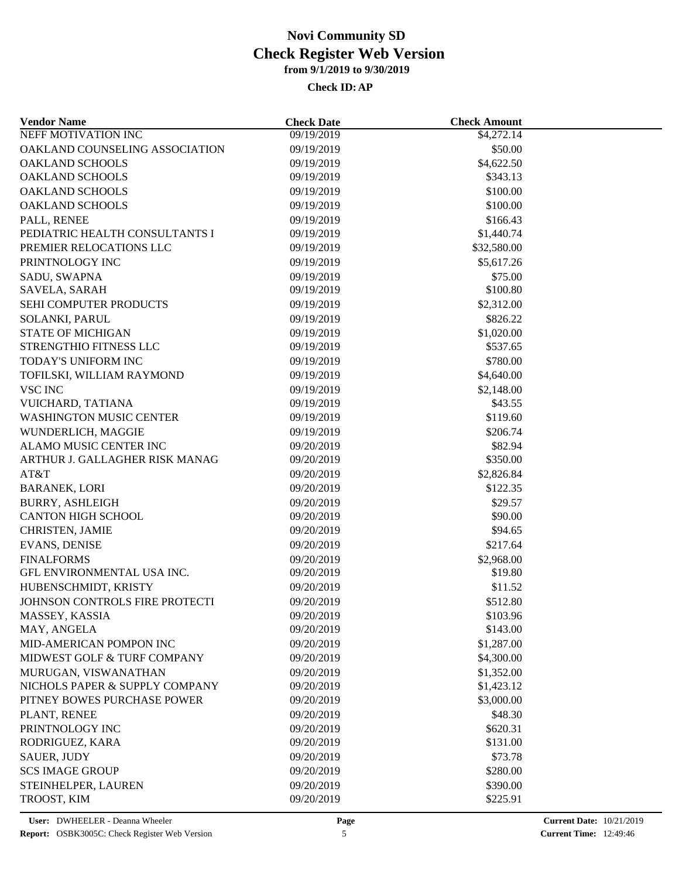# Novi Community SD

## Check Register Web Version

**from 9/1/2019 to 9/30/2019**

**Check ID: AP**

| Vendor Name | Check Date | Check Amount |
|---|---|---|
| NEFF MOTIVATION INC | 09/19/2019 | $4,272.14 |
| OAKLAND COUNSELING ASSOCIATION | 09/19/2019 | $50.00 |
| OAKLAND SCHOOLS | 09/19/2019 | $4,622.50 |
| OAKLAND SCHOOLS | 09/19/2019 | $343.13 |
| OAKLAND SCHOOLS | 09/19/2019 | $100.00 |
| OAKLAND SCHOOLS | 09/19/2019 | $100.00 |
| PALL, RENEE | 09/19/2019 | $166.43 |
| PEDIATRIC HEALTH CONSULTANTS I | 09/19/2019 | $1,440.74 |
| PREMIER RELOCATIONS LLC | 09/19/2019 | $32,580.00 |
| PRINTNOLOGY INC | 09/19/2019 | $5,617.26 |
| SADU, SWAPNA | 09/19/2019 | $75.00 |
| SAVELA, SARAH | 09/19/2019 | $100.80 |
| SEHI COMPUTER PRODUCTS | 09/19/2019 | $2,312.00 |
| SOLANKI, PARUL | 09/19/2019 | $826.22 |
| STATE OF MICHIGAN | 09/19/2019 | $1,020.00 |
| STRENGTHIO FITNESS LLC | 09/19/2019 | $537.65 |
| TODAY'S UNIFORM INC | 09/19/2019 | $780.00 |
| TOFILSKI, WILLIAM RAYMOND | 09/19/2019 | $4,640.00 |
| VSC INC | 09/19/2019 | $2,148.00 |
| VUICHARD, TATIANA | 09/19/2019 | $43.55 |
| WASHINGTON MUSIC CENTER | 09/19/2019 | $119.60 |
| WUNDERLICH, MAGGIE | 09/19/2019 | $206.74 |
| ALAMO MUSIC CENTER INC | 09/20/2019 | $82.94 |
| ARTHUR J. GALLAGHER RISK MANAG | 09/20/2019 | $350.00 |
| AT&T | 09/20/2019 | $2,826.84 |
| BARANEK, LORI | 09/20/2019 | $122.35 |
| BURRY, ASHLEIGH | 09/20/2019 | $29.57 |
| CANTON HIGH SCHOOL | 09/20/2019 | $90.00 |
| CHRISTEN, JAMIE | 09/20/2019 | $94.65 |
| EVANS, DENISE | 09/20/2019 | $217.64 |
| FINALFORMS | 09/20/2019 | $2,968.00 |
| GFL ENVIRONMENTAL USA INC. | 09/20/2019 | $19.80 |
| HUBENSCHMIDT, KRISTY | 09/20/2019 | $11.52 |
| JOHNSON CONTROLS FIRE PROTECTI | 09/20/2019 | $512.80 |
| MASSEY, KASSIA | 09/20/2019 | $103.96 |
| MAY, ANGELA | 09/20/2019 | $143.00 |
| MID-AMERICAN POMPON INC | 09/20/2019 | $1,287.00 |
| MIDWEST GOLF & TURF COMPANY | 09/20/2019 | $4,300.00 |
| MURUGAN, VISWANATHAN | 09/20/2019 | $1,352.00 |
| NICHOLS PAPER & SUPPLY COMPANY | 09/20/2019 | $1,423.12 |
| PITNEY BOWES PURCHASE POWER | 09/20/2019 | $3,000.00 |
| PLANT, RENEE | 09/20/2019 | $48.30 |
| PRINTNOLOGY INC | 09/20/2019 | $620.31 |
| RODRIGUEZ, KARA | 09/20/2019 | $131.00 |
| SAUER, JUDY | 09/20/2019 | $73.78 |
| SCS IMAGE GROUP | 09/20/2019 | $280.00 |
| STEINHELPER, LAUREN | 09/20/2019 | $390.00 |
| TROOST, KIM | 09/20/2019 | $225.91 |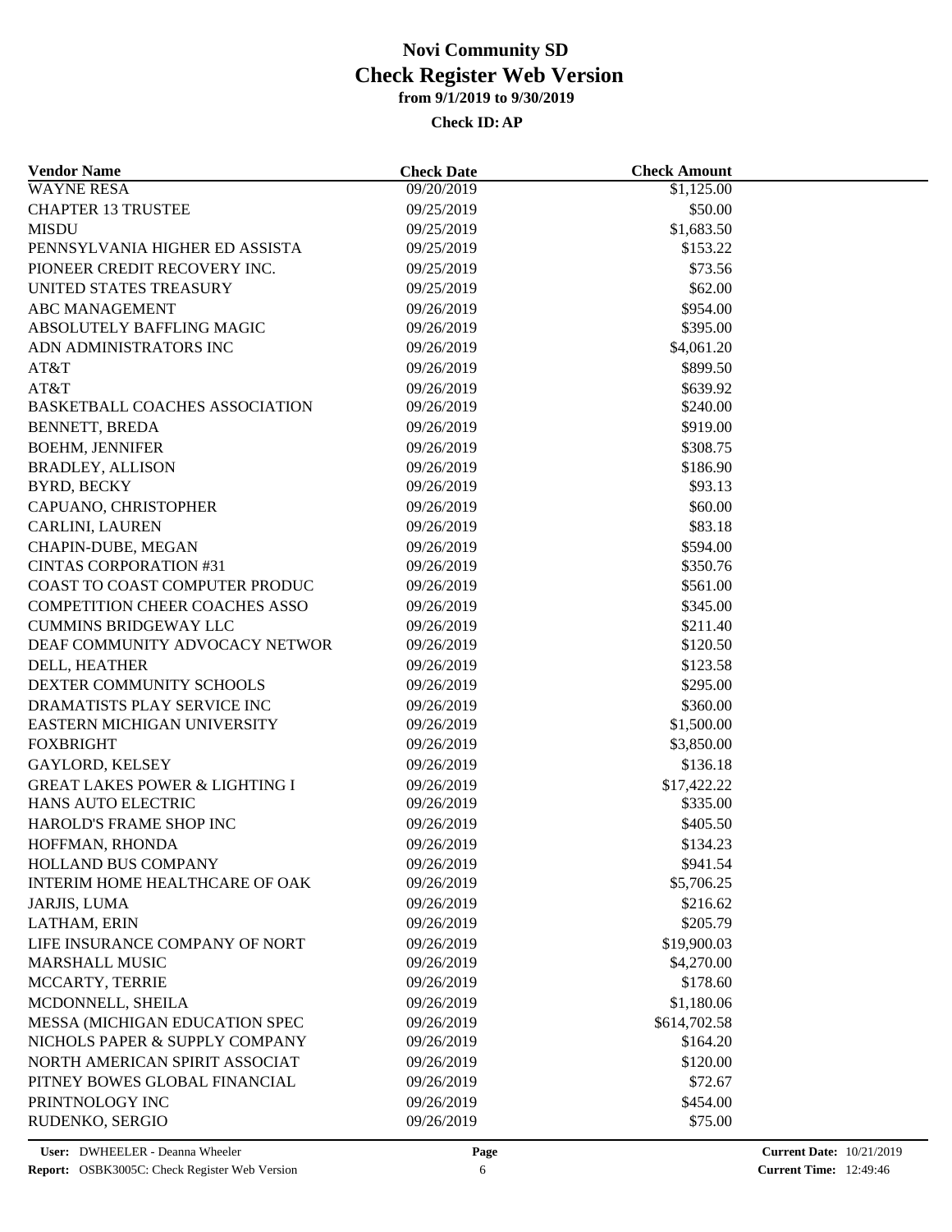# Novi Community SD
## Check Register Web Version
### from 9/1/2019 to 9/30/2019

**Check ID: AP**

| Vendor Name | Check Date | Check Amount |
|---|---|---|
| WAYNE RESA | 09/20/2019 | $1,125.00 |
| CHAPTER 13 TRUSTEE | 09/25/2019 | $50.00 |
| MISDU | 09/25/2019 | $1,683.50 |
| PENNSYLVANIA HIGHER ED ASSISTA | 09/25/2019 | $153.22 |
| PIONEER CREDIT RECOVERY INC. | 09/25/2019 | $73.56 |
| UNITED STATES TREASURY | 09/25/2019 | $62.00 |
| ABC MANAGEMENT | 09/26/2019 | $954.00 |
| ABSOLUTELY BAFFLING MAGIC | 09/26/2019 | $395.00 |
| ADN ADMINISTRATORS INC | 09/26/2019 | $4,061.20 |
| AT&T | 09/26/2019 | $899.50 |
| AT&T | 09/26/2019 | $639.92 |
| BASKETBALL COACHES ASSOCIATION | 09/26/2019 | $240.00 |
| BENNETT, BREDA | 09/26/2019 | $919.00 |
| BOEHM, JENNIFER | 09/26/2019 | $308.75 |
| BRADLEY, ALLISON | 09/26/2019 | $186.90 |
| BYRD, BECKY | 09/26/2019 | $93.13 |
| CAPUANO, CHRISTOPHER | 09/26/2019 | $60.00 |
| CARLINI, LAUREN | 09/26/2019 | $83.18 |
| CHAPIN-DUBE, MEGAN | 09/26/2019 | $594.00 |
| CINTAS CORPORATION #31 | 09/26/2019 | $350.76 |
| COAST TO COAST COMPUTER PRODUC | 09/26/2019 | $561.00 |
| COMPETITION CHEER COACHES ASSO | 09/26/2019 | $345.00 |
| CUMMINS BRIDGEWAY LLC | 09/26/2019 | $211.40 |
| DEAF COMMUNITY ADVOCACY NETWOR | 09/26/2019 | $120.50 |
| DELL, HEATHER | 09/26/2019 | $123.58 |
| DEXTER COMMUNITY SCHOOLS | 09/26/2019 | $295.00 |
| DRAMATISTS PLAY SERVICE INC | 09/26/2019 | $360.00 |
| EASTERN MICHIGAN UNIVERSITY | 09/26/2019 | $1,500.00 |
| FOXBRIGHT | 09/26/2019 | $3,850.00 |
| GAYLORD, KELSEY | 09/26/2019 | $136.18 |
| GREAT LAKES POWER & LIGHTING I | 09/26/2019 | $17,422.22 |
| HANS AUTO ELECTRIC | 09/26/2019 | $335.00 |
| HAROLD'S FRAME SHOP INC | 09/26/2019 | $405.50 |
| HOFFMAN, RHONDA | 09/26/2019 | $134.23 |
| HOLLAND BUS COMPANY | 09/26/2019 | $941.54 |
| INTERIM HOME HEALTHCARE OF OAK | 09/26/2019 | $5,706.25 |
| JARJIS, LUMA | 09/26/2019 | $216.62 |
| LATHAM, ERIN | 09/26/2019 | $205.79 |
| LIFE INSURANCE COMPANY OF NORT | 09/26/2019 | $19,900.03 |
| MARSHALL MUSIC | 09/26/2019 | $4,270.00 |
| MCCARTY, TERRIE | 09/26/2019 | $178.60 |
| MCDONNELL, SHEILA | 09/26/2019 | $1,180.06 |
| MESSA (MICHIGAN EDUCATION SPEC | 09/26/2019 | $614,702.58 |
| NICHOLS PAPER & SUPPLY COMPANY | 09/26/2019 | $164.20 |
| NORTH AMERICAN SPIRIT ASSOCIAT | 09/26/2019 | $120.00 |
| PITNEY BOWES GLOBAL FINANCIAL | 09/26/2019 | $72.67 |
| PRINTNOLOGY INC | 09/26/2019 | $454.00 |
| RUDENKO, SERGIO | 09/26/2019 | $75.00 |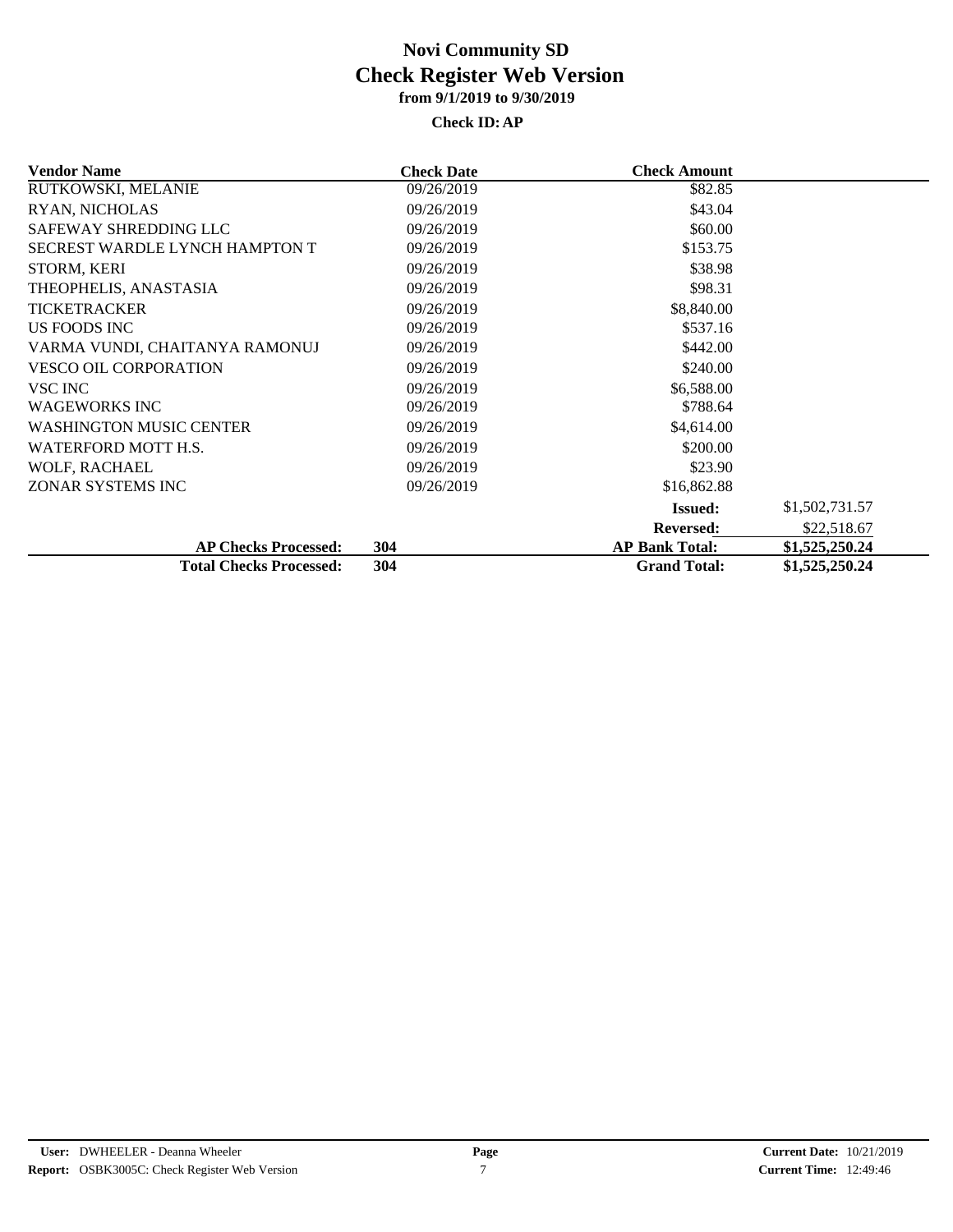# Novi Community SD

## Check Register Web Version

### from 9/1/2019 to 9/30/2019

**Check ID: AP**

| Vendor Name | Check Date | Check Amount | |
|---|---|---|---|
| RUTKOWSKI, MELANIE | 09/26/2019 | $82.85 | |
| RYAN, NICHOLAS | 09/26/2019 | $43.04 | |
| SAFEWAY SHREDDING LLC | 09/26/2019 | $60.00 | |
| SECREST WARDLE LYNCH HAMPTON T | 09/26/2019 | $153.75 | |
| STORM, KERI | 09/26/2019 | $38.98 | |
| THEOPHELIS, ANASTASIA | 09/26/2019 | $98.31 | |
| TICKETRACKER | 09/26/2019 | $8,840.00 | |
| US FOODS INC | 09/26/2019 | $537.16 | |
| VARMA VUNDI, CHAITANYA RAMONUJ | 09/26/2019 | $442.00 | |
| VESCO OIL CORPORATION | 09/26/2019 | $240.00 | |
| VSC INC | 09/26/2019 | $6,588.00 | |
| WAGEWORKS INC | 09/26/2019 | $788.64 | |
| WASHINGTON MUSIC CENTER | 09/26/2019 | $4,614.00 | |
| WATERFORD MOTT H.S. | 09/26/2019 | $200.00 | |
| WOLF, RACHAEL | 09/26/2019 | $23.90 | |
| ZONAR SYSTEMS INC | 09/26/2019 | $16,862.88 | |
| | | **Issued:** | $1,502,731.57 |
| | | **Reversed:** | $22,518.67 |
| **AP Checks Processed:** | **304** | **AP Bank Total:** | **$1,525,250.24** |
| **Total Checks Processed:** | **304** | **Grand Total:** | **$1,525,250.24** |

**User:** DWHEELER - Deanna Wheeler
**Report:** OSBK3005C: Check Register Web Version

**Current Date:** 10/21/2019
**Current Time:** 12:49:46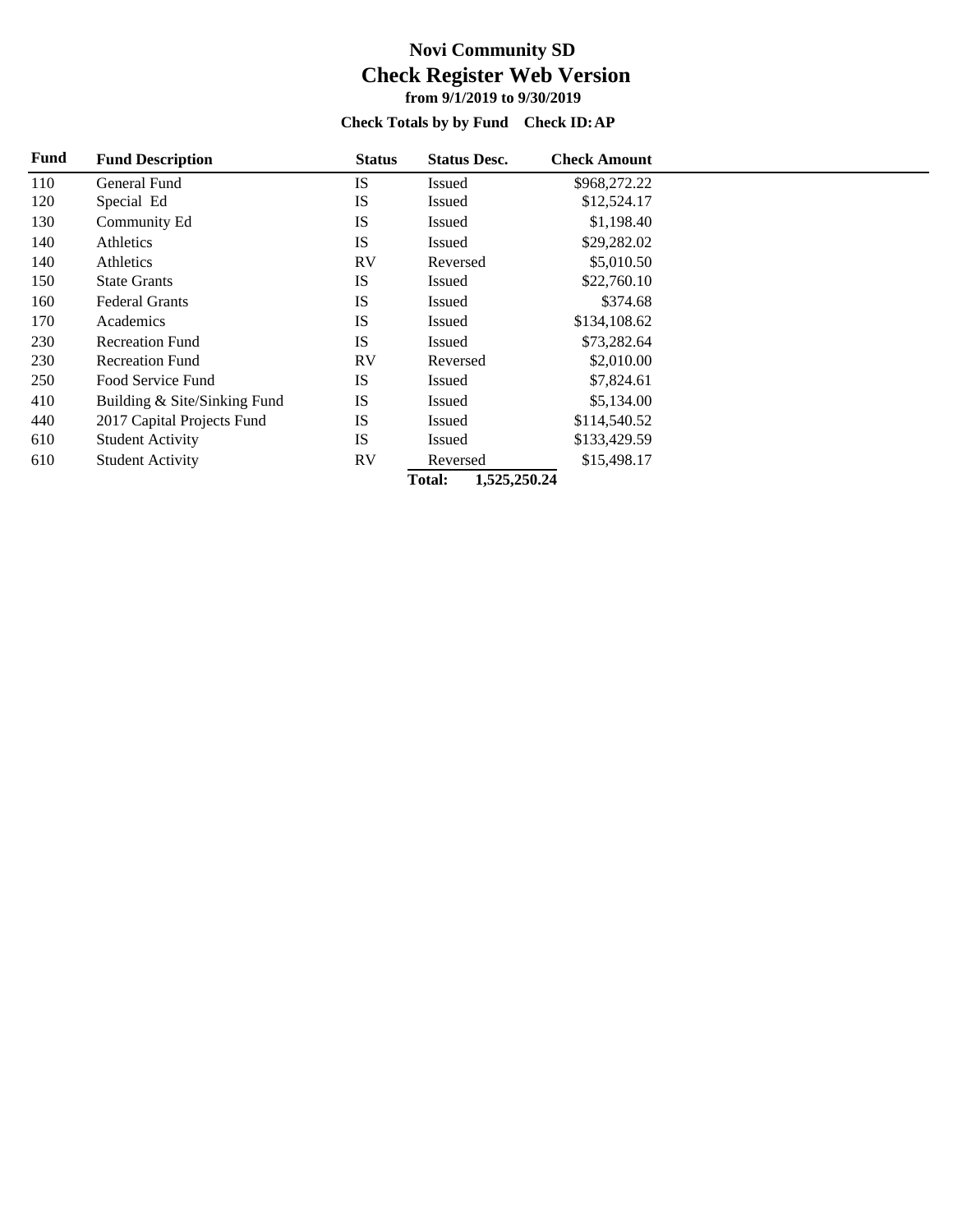# Novi Community SD

## Check Register Web Version

**from 9/1/2019 to 9/30/2019**

**Check Totals by by Fund  Check ID: AP**

| Fund | Fund Description | Status | Status Desc. | Check Amount |
|---|---|---|---|---|
| 110 | General Fund | IS | Issued | $968,272.22 |
| 120 | Special Ed | IS | Issued | $12,524.17 |
| 130 | Community Ed | IS | Issued | $1,198.40 |
| 140 | Athletics | IS | Issued | $29,282.02 |
| 140 | Athletics | RV | Reversed | $5,010.50 |
| 150 | State Grants | IS | Issued | $22,760.10 |
| 160 | Federal Grants | IS | Issued | $374.68 |
| 170 | Academics | IS | Issued | $134,108.62 |
| 230 | Recreation Fund | IS | Issued | $73,282.64 |
| 230 | Recreation Fund | RV | Reversed | $2,010.00 |
| 250 | Food Service Fund | IS | Issued | $7,824.61 |
| 410 | Building & Site/Sinking Fund | IS | Issued | $5,134.00 |
| 440 | 2017 Capital Projects Fund | IS | Issued | $114,540.52 |
| 610 | Student Activity | IS | Issued | $133,429.59 |
| 610 | Student Activity | RV | Reversed | $15,498.17 |
| | | | **Total:** | **1,525,250.24** |